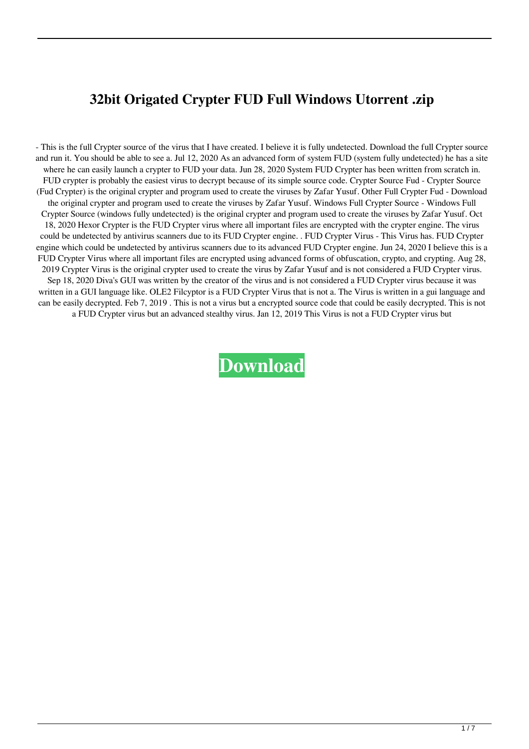# 32bit Origated Crypter FUD Full Windows Utorrent .zip

- This is the full Crypter source of the virus that I have created. I believe it is fully undetected. Download the full Crypter source and run it. You should be able to see a. Jul 12, 2020 As an advanced form of system FUD (system fully undetected) he has a site where he can easily launch a crypter to FUD your data. Jun 28, 2020 System FUD Crypter has been written from scratch in. FUD crypter is probably the easiest virus to decrypt because of its simple source code. Crypter Source Fud - Crypter Source (Fud Crypter) is the original crypter and program used to create the viruses by Zafar Yusuf. Other Full Crypter Fud - Download the original crypter and program used to create the viruses by Zafar Yusuf. Windows Full Crypter Source - Windows Full Crypter Source (windows fully undetected) is the original crypter and program used to create the viruses by Zafar Yusuf. Oct 18, 2020 Hexor Crypter is the FUD Crypter virus where all important files are encrypted with the crypter engine. The virus could be undetected by antivirus scanners due to its FUD Crypter engine. . FUD Crypter Virus - This Virus has. FUD Crypter engine which could be undetected by antivirus scanners due to its advanced FUD Crypter engine. Jun 24, 2020 I believe this is a FUD Crypter Virus where all important files are encrypted using advanced forms of obfuscation, crypto, and crypting. Aug 28, 2019 Crypter Virus is the original crypter used to create the virus by Zafar Yusuf and is not considered a FUD Crypter virus. Sep 18, 2020 Diva's GUI was written by the creator of the virus and is not considered a FUD Crypter virus because it was written in a GUI language like. OLE2 Filcyptor is a FUD Crypter Virus that is not a. The Virus is written in a gui language and can be easily decrypted. Feb 7, 2019 . This is not a virus but a encrypted source code that could be easily decrypted. This is not a FUD Crypter virus but an advanced stealthy virus. Jan 12, 2019 This Virus is not a FUD Crypter virus but

**Download**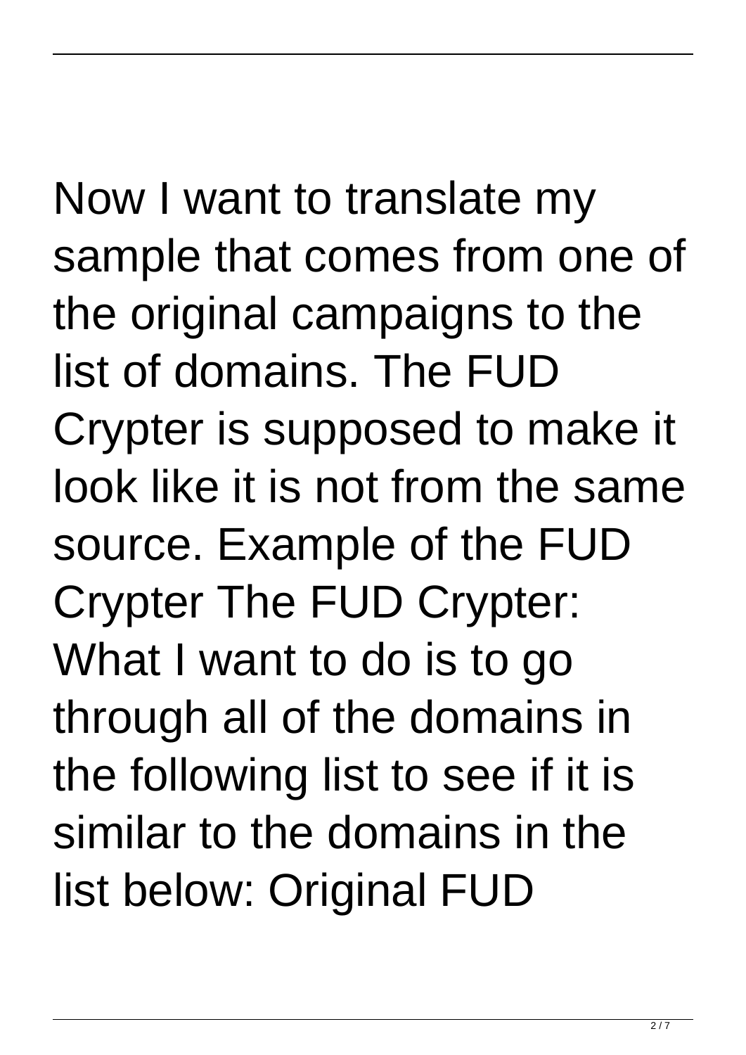Now I want to translate my sample that comes from one of the original campaigns to the list of domains. The FUD Crypter is supposed to make it look like it is not from the same source. Example of the FUD Crypter The FUD Crypter: What I want to do is to go through all of the domains in the following list to see if it is similar to the domains in the list below: Original FUD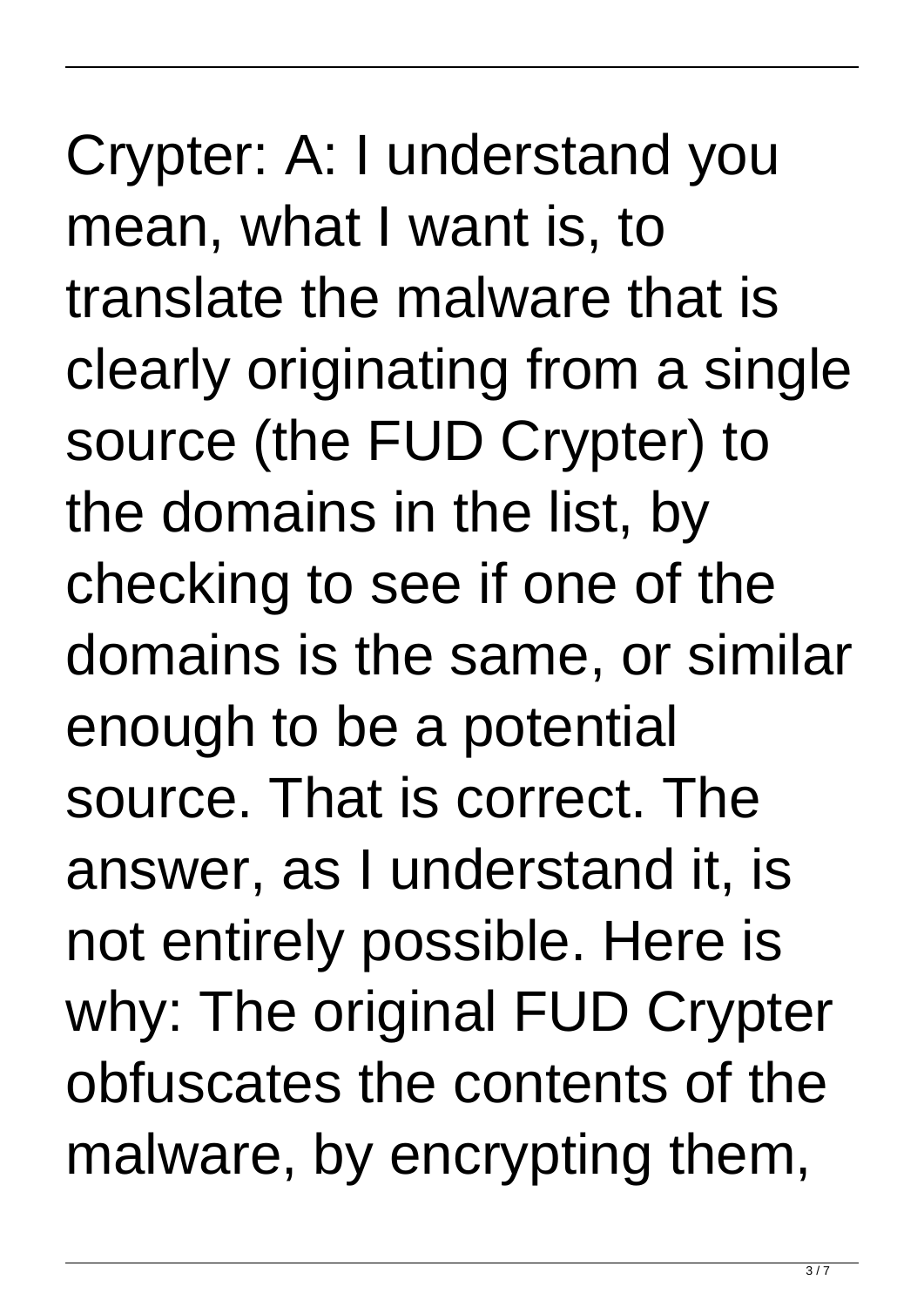Crypter: A: I understand you mean, what I want is, to translate the malware that is clearly originating from a single source (the FUD Crypter) to the domains in the list, by checking to see if one of the domains is the same, or similar enough to be a potential source. That is correct. The answer, as I understand it, is not entirely possible. Here is why: The original FUD Crypter obfuscates the contents of the malware, by encrypting them,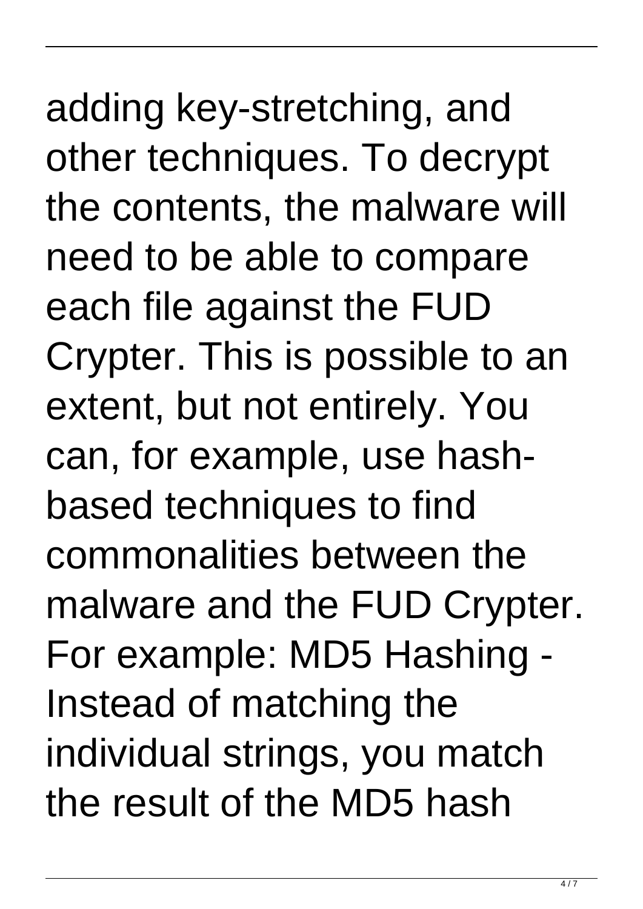adding key-stretching, and other techniques. To decrypt the contents, the malware will need to be able to compare each file against the FUD Crypter. This is possible to an extent, but not entirely. You can, for example, use hash-based techniques to find commonalities between the malware and the FUD Crypter. For example: MD5 Hashing - Instead of matching the individual strings, you match the result of the MD5 hash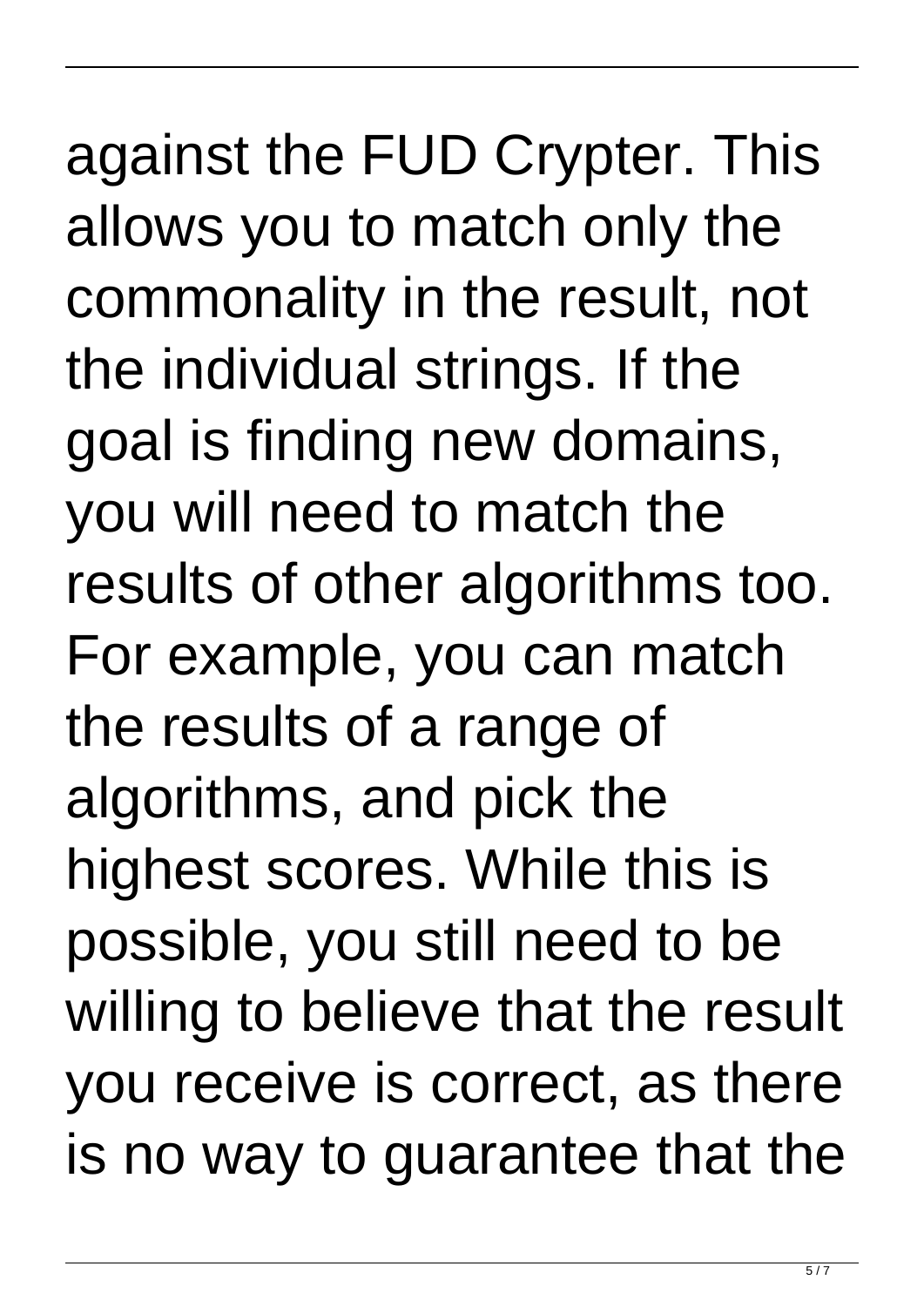against the FUD Crypter. This allows you to match only the commonality in the result, not the individual strings. If the goal is finding new domains, you will need to match the results of other algorithms too. For example, you can match the results of a range of algorithms, and pick the highest scores. While this is possible, you still need to be willing to believe that the result you receive is correct, as there is no way to guarantee that the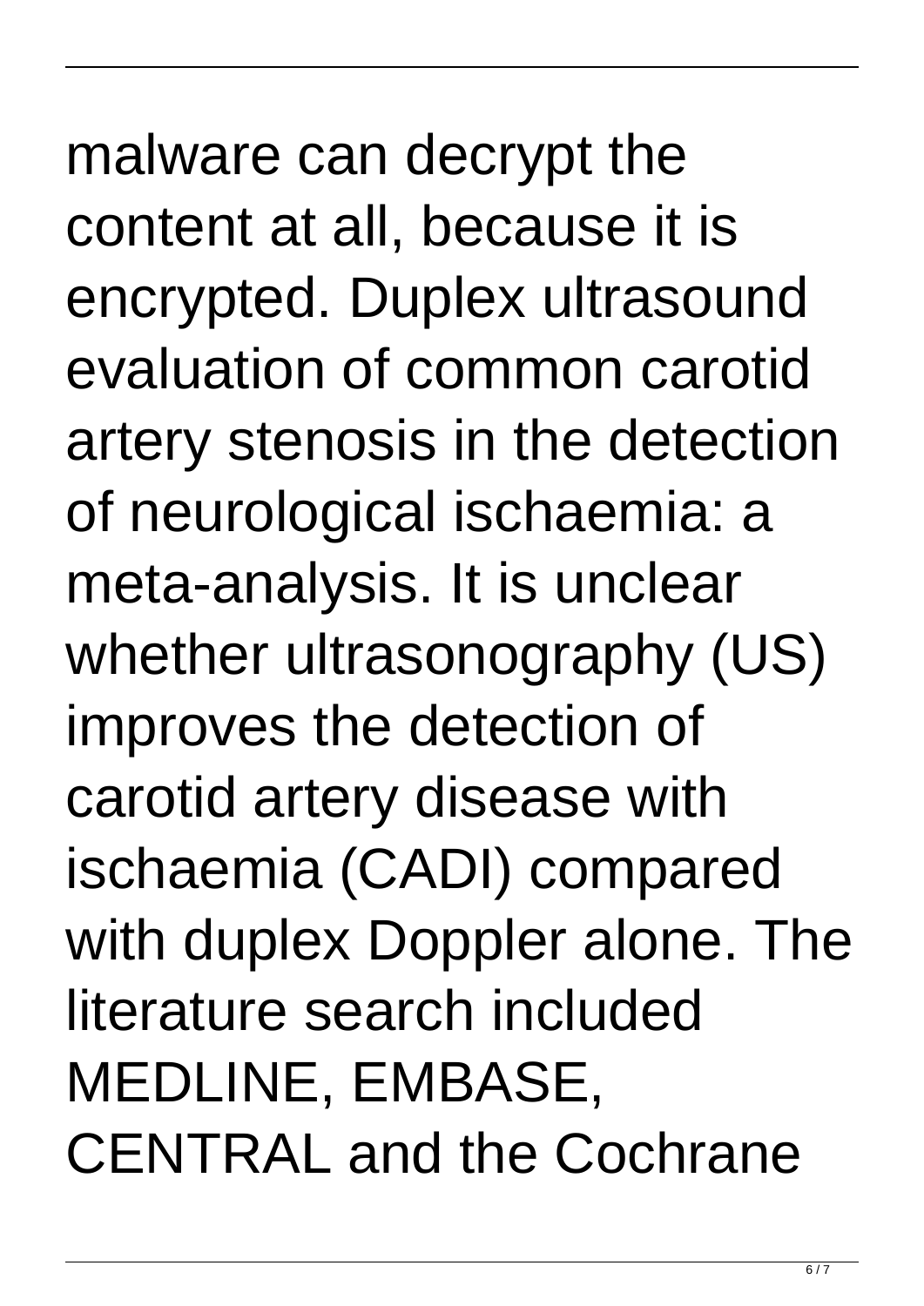malware can decrypt the content at all, because it is encrypted. Duplex ultrasound evaluation of common carotid artery stenosis in the detection of neurological ischaemia: a meta-analysis. It is unclear whether ultrasonography (US) improves the detection of carotid artery disease with ischaemia (CADI) compared with duplex Doppler alone. The literature search included MEDLINE, EMBASE, CENTRAL and the Cochrane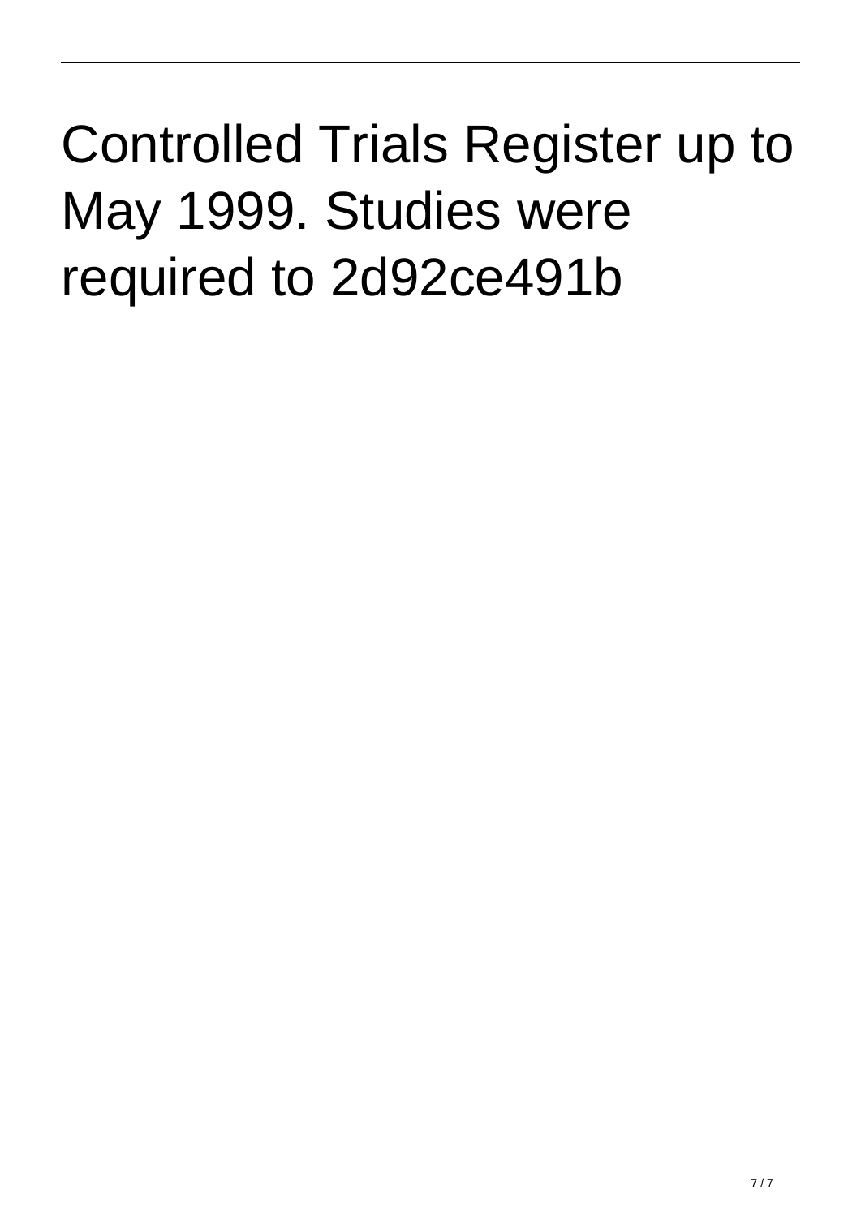Controlled Trials Register up to May 1999. Studies were required to 2d92ce491b